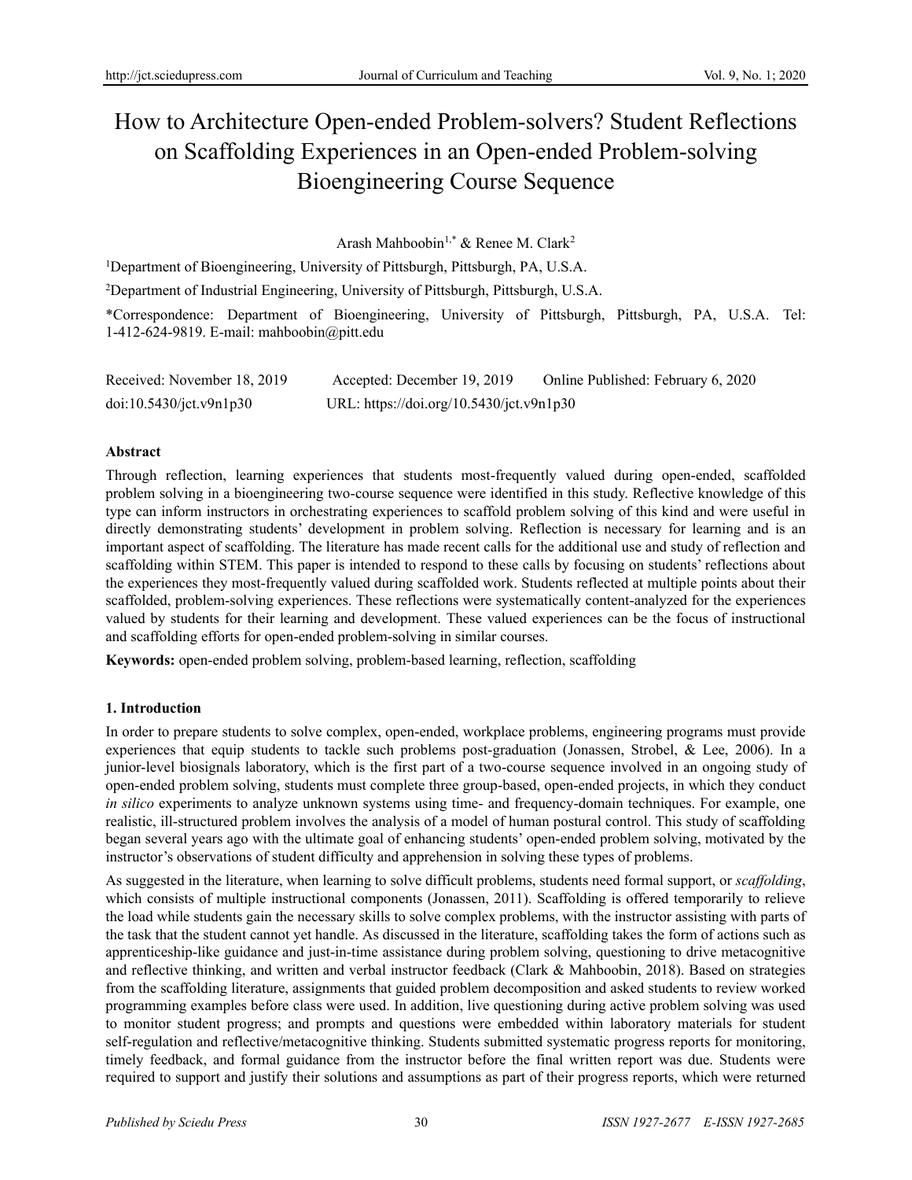# How to Architecture Open-ended Problem-solvers? Student Reflections on Scaffolding Experiences in an Open-ended Problem-solving Bioengineering Course Sequence

Arash Mahboobin[1,*] & Renee M. Clark[2]

[1]Department of Bioengineering, University of Pittsburgh, Pittsburgh, PA, U.S.A.

[2]Department of Industrial Engineering, University of Pittsburgh, Pittsburgh, U.S.A.

*Correspondence: Department of Bioengineering, University of Pittsburgh, Pittsburgh, PA, U.S.A. Tel: 1-412-624-9819. E-mail: mahboobin@pitt.edu

Received: November 18, 2019  Accepted: December 19, 2019  Online Published: February 6, 2020

doi:10.5430/jct.v9n1p30  URL: https://doi.org/10.5430/jct.v9n1p30

**Abstract**

Through reflection, learning experiences that students most-frequently valued during open-ended, scaffolded problem solving in a bioengineering two-course sequence were identified in this study. Reflective knowledge of this type can inform instructors in orchestrating experiences to scaffold problem solving of this kind and were useful in directly demonstrating students' development in problem solving. Reflection is necessary for learning and is an important aspect of scaffolding. The literature has made recent calls for the additional use and study of reflection and scaffolding within STEM. This paper is intended to respond to these calls by focusing on students' reflections about the experiences they most-frequently valued during scaffolded work. Students reflected at multiple points about their scaffolded, problem-solving experiences. These reflections were systematically content-analyzed for the experiences valued by students for their learning and development. These valued experiences can be the focus of instructional and scaffolding efforts for open-ended problem-solving in similar courses.

**Keywords:** open-ended problem solving, problem-based learning, reflection, scaffolding

## 1. Introduction

In order to prepare students to solve complex, open-ended, workplace problems, engineering programs must provide experiences that equip students to tackle such problems post-graduation (Jonassen, Strobel, & Lee, 2006). In a junior-level biosignals laboratory, which is the first part of a two-course sequence involved in an ongoing study of open-ended problem solving, students must complete three group-based, open-ended projects, in which they conduct *in silico* experiments to analyze unknown systems using time- and frequency-domain techniques. For example, one realistic, ill-structured problem involves the analysis of a model of human postural control. This study of scaffolding began several years ago with the ultimate goal of enhancing students' open-ended problem solving, motivated by the instructor's observations of student difficulty and apprehension in solving these types of problems.

As suggested in the literature, when learning to solve difficult problems, students need formal support, or *scaffolding*, which consists of multiple instructional components (Jonassen, 2011). Scaffolding is offered temporarily to relieve the load while students gain the necessary skills to solve complex problems, with the instructor assisting with parts of the task that the student cannot yet handle. As discussed in the literature, scaffolding takes the form of actions such as apprenticeship-like guidance and just-in-time assistance during problem solving, questioning to drive metacognitive and reflective thinking, and written and verbal instructor feedback (Clark & Mahboobin, 2018). Based on strategies from the scaffolding literature, assignments that guided problem decomposition and asked students to review worked programming examples before class were used. In addition, live questioning during active problem solving was used to monitor student progress; and prompts and questions were embedded within laboratory materials for student self-regulation and reflective/metacognitive thinking. Students submitted systematic progress reports for monitoring, timely feedback, and formal guidance from the instructor before the final written report was due. Students were required to support and justify their solutions and assumptions as part of their progress reports, which were returned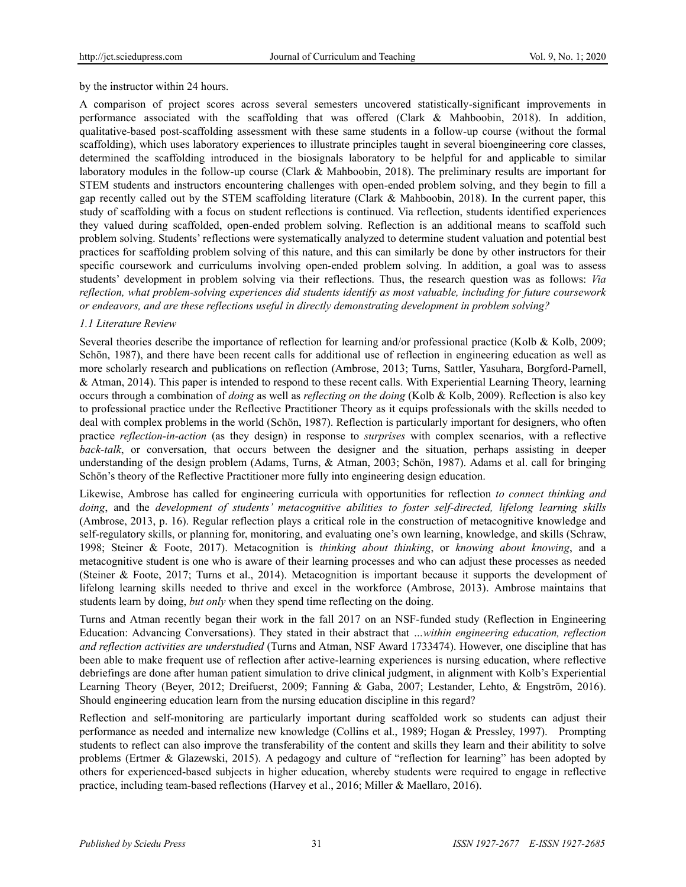by the instructor within 24 hours.

A comparison of project scores across several semesters uncovered statistically-significant improvements in performance associated with the scaffolding that was offered (Clark & Mahboobin, 2018). In addition, qualitative-based post-scaffolding assessment with these same students in a follow-up course (without the formal scaffolding), which uses laboratory experiences to illustrate principles taught in several bioengineering core classes, determined the scaffolding introduced in the biosignals laboratory to be helpful for and applicable to similar laboratory modules in the follow-up course (Clark & Mahboobin, 2018). The preliminary results are important for STEM students and instructors encountering challenges with open-ended problem solving, and they begin to fill a gap recently called out by the STEM scaffolding literature (Clark & Mahboobin, 2018). In the current paper, this study of scaffolding with a focus on student reflections is continued. Via reflection, students identified experiences they valued during scaffolded, open-ended problem solving. Reflection is an additional means to scaffold such problem solving. Students' reflections were systematically analyzed to determine student valuation and potential best practices for scaffolding problem solving of this nature, and this can similarly be done by other instructors for their specific coursework and curriculums involving open-ended problem solving. In addition, a goal was to assess students' development in problem solving via their reflections. Thus, the research question was as follows: *Via reflection, what problem-solving experiences did students identify as most valuable, including for future coursework or endeavors, and are these reflections useful in directly demonstrating development in problem solving?*

### *1.1 Literature Review*

Several theories describe the importance of reflection for learning and/or professional practice (Kolb & Kolb, 2009; Schön, 1987), and there have been recent calls for additional use of reflection in engineering education as well as more scholarly research and publications on reflection (Ambrose, 2013; Turns, Sattler, Yasuhara, Borgford-Parnell, & Atman, 2014). This paper is intended to respond to these recent calls. With Experiential Learning Theory, learning occurs through a combination of *doing* as well as *reflecting on the doing* (Kolb & Kolb, 2009). Reflection is also key to professional practice under the Reflective Practitioner Theory as it equips professionals with the skills needed to deal with complex problems in the world (Schön, 1987). Reflection is particularly important for designers, who often practice *reflection-in-action* (as they design) in response to *surprises* with complex scenarios, with a reflective *back-talk*, or conversation, that occurs between the designer and the situation, perhaps assisting in deeper understanding of the design problem (Adams, Turns, & Atman, 2003; Schön, 1987). Adams et al. call for bringing Schön's theory of the Reflective Practitioner more fully into engineering design education.

Likewise, Ambrose has called for engineering curricula with opportunities for reflection *to connect thinking and doing*, and the *development of students' metacognitive abilities to foster self-directed, lifelong learning skills* (Ambrose, 2013, p. 16). Regular reflection plays a critical role in the construction of metacognitive knowledge and self-regulatory skills, or planning for, monitoring, and evaluating one's own learning, knowledge, and skills (Schraw, 1998; Steiner & Foote, 2017). Metacognition is *thinking about thinking*, or *knowing about knowing*, and a metacognitive student is one who is aware of their learning processes and who can adjust these processes as needed (Steiner & Foote, 2017; Turns et al., 2014). Metacognition is important because it supports the development of lifelong learning skills needed to thrive and excel in the workforce (Ambrose, 2013). Ambrose maintains that students learn by doing, *but only* when they spend time reflecting on the doing.

Turns and Atman recently began their work in the fall 2017 on an NSF-funded study (Reflection in Engineering Education: Advancing Conversations). They stated in their abstract that *...within engineering education, reflection and reflection activities are understudied* (Turns and Atman, NSF Award 1733474). However, one discipline that has been able to make frequent use of reflection after active-learning experiences is nursing education, where reflective debriefings are done after human patient simulation to drive clinical judgment, in alignment with Kolb's Experiential Learning Theory (Beyer, 2012; Dreifuerst, 2009; Fanning & Gaba, 2007; Lestander, Lehto, & Engström, 2016). Should engineering education learn from the nursing education discipline in this regard?

Reflection and self-monitoring are particularly important during scaffolded work so students can adjust their performance as needed and internalize new knowledge (Collins et al., 1989; Hogan & Pressley, 1997). Prompting students to reflect can also improve the transferability of the content and skills they learn and their ability to solve problems (Ertmer & Glazewski, 2015). A pedagogy and culture of "reflection for learning" has been adopted by others for experienced-based subjects in higher education, whereby students were required to engage in reflective practice, including team-based reflections (Harvey et al., 2016; Miller & Maellaro, 2016).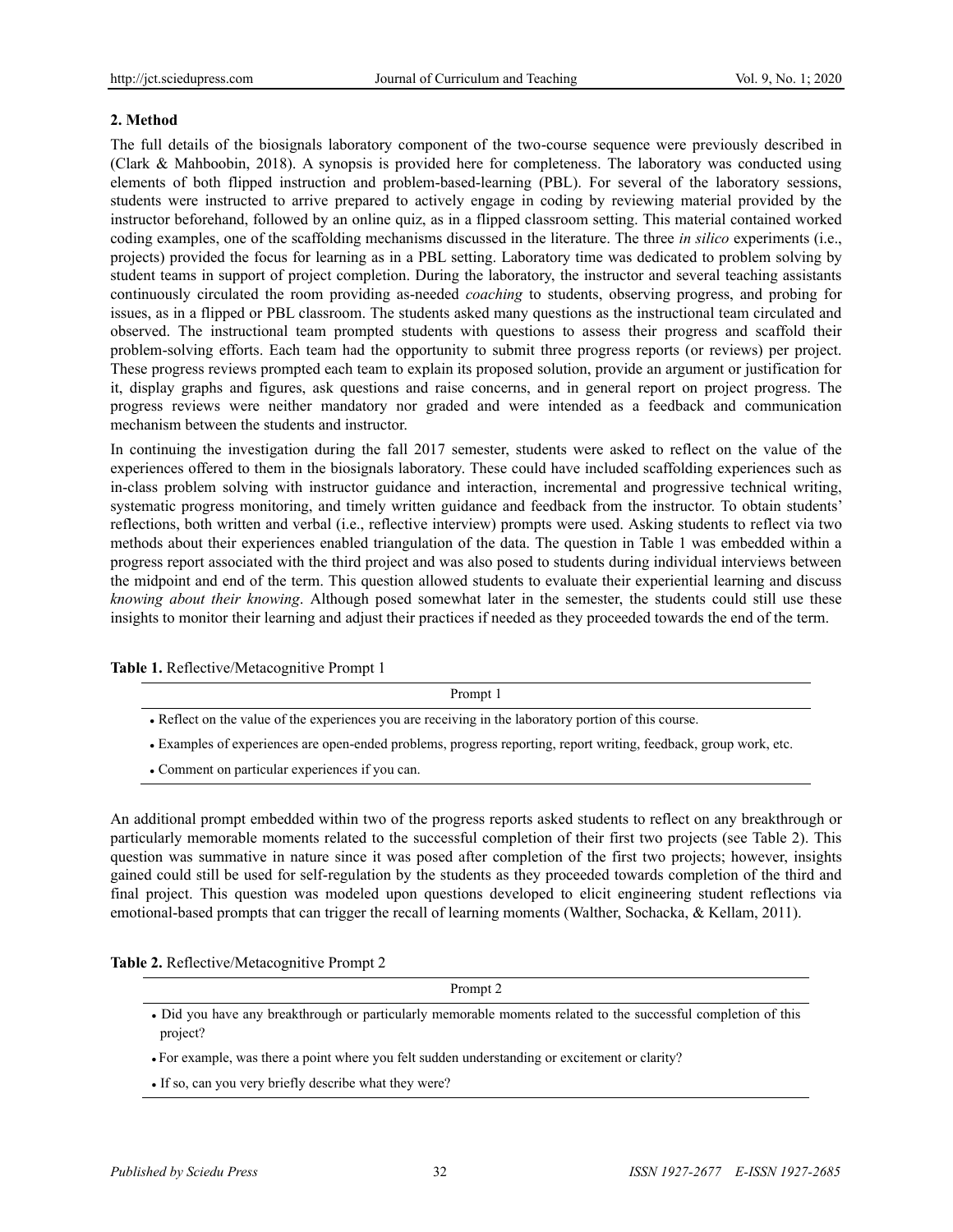## 2. Method

The full details of the biosignals laboratory component of the two-course sequence were previously described in (Clark & Mahboobin, 2018). A synopsis is provided here for completeness. The laboratory was conducted using elements of both flipped instruction and problem-based-learning (PBL). For several of the laboratory sessions, students were instructed to arrive prepared to actively engage in coding by reviewing material provided by the instructor beforehand, followed by an online quiz, as in a flipped classroom setting. This material contained worked coding examples, one of the scaffolding mechanisms discussed in the literature. The three *in silico* experiments (i.e., projects) provided the focus for learning as in a PBL setting. Laboratory time was dedicated to problem solving by student teams in support of project completion. During the laboratory, the instructor and several teaching assistants continuously circulated the room providing as-needed *coaching* to students, observing progress, and probing for issues, as in a flipped or PBL classroom. The students asked many questions as the instructional team circulated and observed. The instructional team prompted students with questions to assess their progress and scaffold their problem-solving efforts. Each team had the opportunity to submit three progress reports (or reviews) per project. These progress reviews prompted each team to explain its proposed solution, provide an argument or justification for it, display graphs and figures, ask questions and raise concerns, and in general report on project progress. The progress reviews were neither mandatory nor graded and were intended as a feedback and communication mechanism between the students and instructor.

In continuing the investigation during the fall 2017 semester, students were asked to reflect on the value of the experiences offered to them in the biosignals laboratory. These could have included scaffolding experiences such as in-class problem solving with instructor guidance and interaction, incremental and progressive technical writing, systematic progress monitoring, and timely written guidance and feedback from the instructor. To obtain students' reflections, both written and verbal (i.e., reflective interview) prompts were used. Asking students to reflect via two methods about their experiences enabled triangulation of the data. The question in Table 1 was embedded within a progress report associated with the third project and was also posed to students during individual interviews between the midpoint and end of the term. This question allowed students to evaluate their experiential learning and discuss *knowing about their knowing*. Although posed somewhat later in the semester, the students could still use these insights to monitor their learning and adjust their practices if needed as they proceeded towards the end of the term.

**Table 1.** Reflective/Metacognitive Prompt 1

| Prompt 1 |
|---|
| • Reflect on the value of the experiences you are receiving in the laboratory portion of this course. |
| • Examples of experiences are open-ended problems, progress reporting, report writing, feedback, group work, etc. |
| • Comment on particular experiences if you can. |

An additional prompt embedded within two of the progress reports asked students to reflect on any breakthrough or particularly memorable moments related to the successful completion of their first two projects (see Table 2). This question was summative in nature since it was posed after completion of the first two projects; however, insights gained could still be used for self-regulation by the students as they proceeded towards completion of the third and final project. This question was modeled upon questions developed to elicit engineering student reflections via emotional-based prompts that can trigger the recall of learning moments (Walther, Sochacka, & Kellam, 2011).

**Table 2.** Reflective/Metacognitive Prompt 2

| Prompt 2 |
|---|
| • Did you have any breakthrough or particularly memorable moments related to the successful completion of this project? |
| • For example, was there a point where you felt sudden understanding or excitement or clarity? |
| • If so, can you very briefly describe what they were? |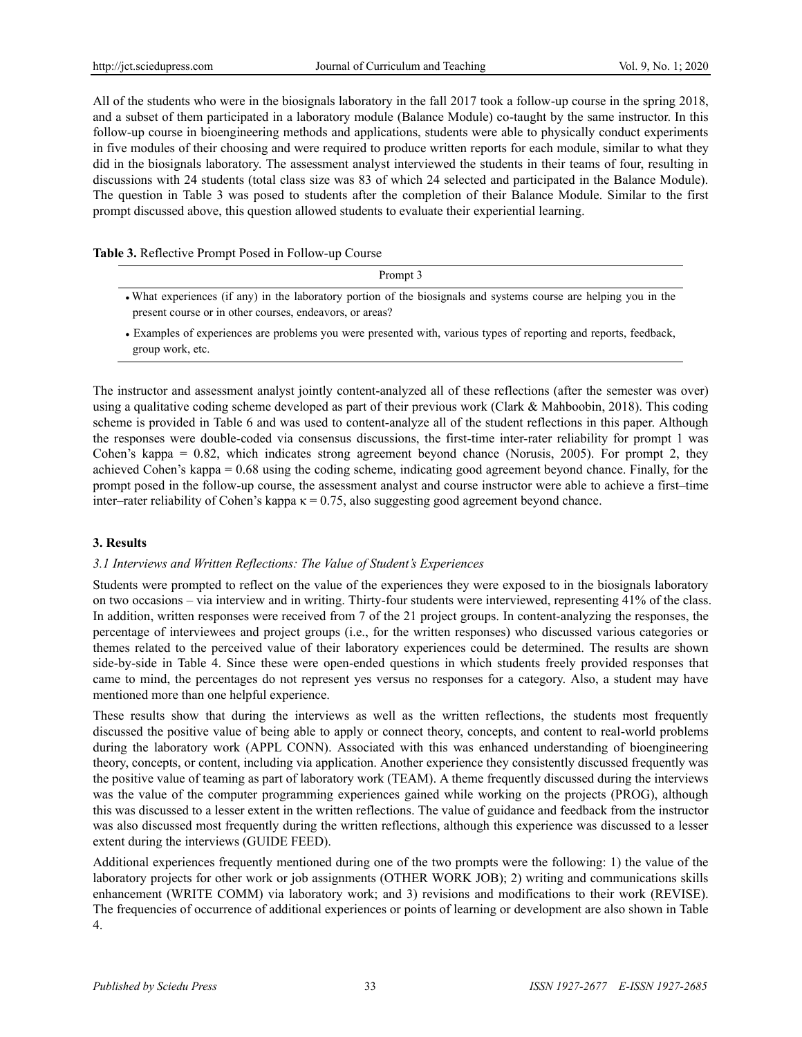All of the students who were in the biosignals laboratory in the fall 2017 took a follow-up course in the spring 2018, and a subset of them participated in a laboratory module (Balance Module) co-taught by the same instructor. In this follow-up course in bioengineering methods and applications, students were able to physically conduct experiments in five modules of their choosing and were required to produce written reports for each module, similar to what they did in the biosignals laboratory. The assessment analyst interviewed the students in their teams of four, resulting in discussions with 24 students (total class size was 83 of which 24 selected and participated in the Balance Module). The question in Table 3 was posed to students after the completion of their Balance Module. Similar to the first prompt discussed above, this question allowed students to evaluate their experiential learning.

**Table 3.** Reflective Prompt Posed in Follow-up Course

| Prompt 3 |
| --- |
| • What experiences (if any) in the laboratory portion of the biosignals and systems course are helping you in the present course or in other courses, endeavors, or areas? |
| • Examples of experiences are problems you were presented with, various types of reporting and reports, feedback, group work, etc. |

The instructor and assessment analyst jointly content-analyzed all of these reflections (after the semester was over) using a qualitative coding scheme developed as part of their previous work (Clark & Mahboobin, 2018). This coding scheme is provided in Table 6 and was used to content-analyze all of the student reflections in this paper. Although the responses were double-coded via consensus discussions, the first-time inter-rater reliability for prompt 1 was Cohen's kappa = 0.82, which indicates strong agreement beyond chance (Norusis, 2005). For prompt 2, they achieved Cohen's kappa = 0.68 using the coding scheme, indicating good agreement beyond chance. Finally, for the prompt posed in the follow-up course, the assessment analyst and course instructor were able to achieve a first–time inter–rater reliability of Cohen's kappa $\kappa = 0.75$, also suggesting good agreement beyond chance.

## 3. Results

### *3.1 Interviews and Written Reflections: The Value of Student's Experiences*

Students were prompted to reflect on the value of the experiences they were exposed to in the biosignals laboratory on two occasions – via interview and in writing. Thirty-four students were interviewed, representing 41% of the class. In addition, written responses were received from 7 of the 21 project groups. In content-analyzing the responses, the percentage of interviewees and project groups (i.e., for the written responses) who discussed various categories or themes related to the perceived value of their laboratory experiences could be determined. The results are shown side-by-side in Table 4. Since these were open-ended questions in which students freely provided responses that came to mind, the percentages do not represent yes versus no responses for a category. Also, a student may have mentioned more than one helpful experience.

These results show that during the interviews as well as the written reflections, the students most frequently discussed the positive value of being able to apply or connect theory, concepts, and content to real-world problems during the laboratory work (APPL CONN). Associated with this was enhanced understanding of bioengineering theory, concepts, or content, including via application. Another experience they consistently discussed frequently was the positive value of teaming as part of laboratory work (TEAM). A theme frequently discussed during the interviews was the value of the computer programming experiences gained while working on the projects (PROG), although this was discussed to a lesser extent in the written reflections. The value of guidance and feedback from the instructor was also discussed most frequently during the written reflections, although this experience was discussed to a lesser extent during the interviews (GUIDE FEED).

Additional experiences frequently mentioned during one of the two prompts were the following: 1) the value of the laboratory projects for other work or job assignments (OTHER WORK JOB); 2) writing and communications skills enhancement (WRITE COMM) via laboratory work; and 3) revisions and modifications to their work (REVISE). The frequencies of occurrence of additional experiences or points of learning or development are also shown in Table 4.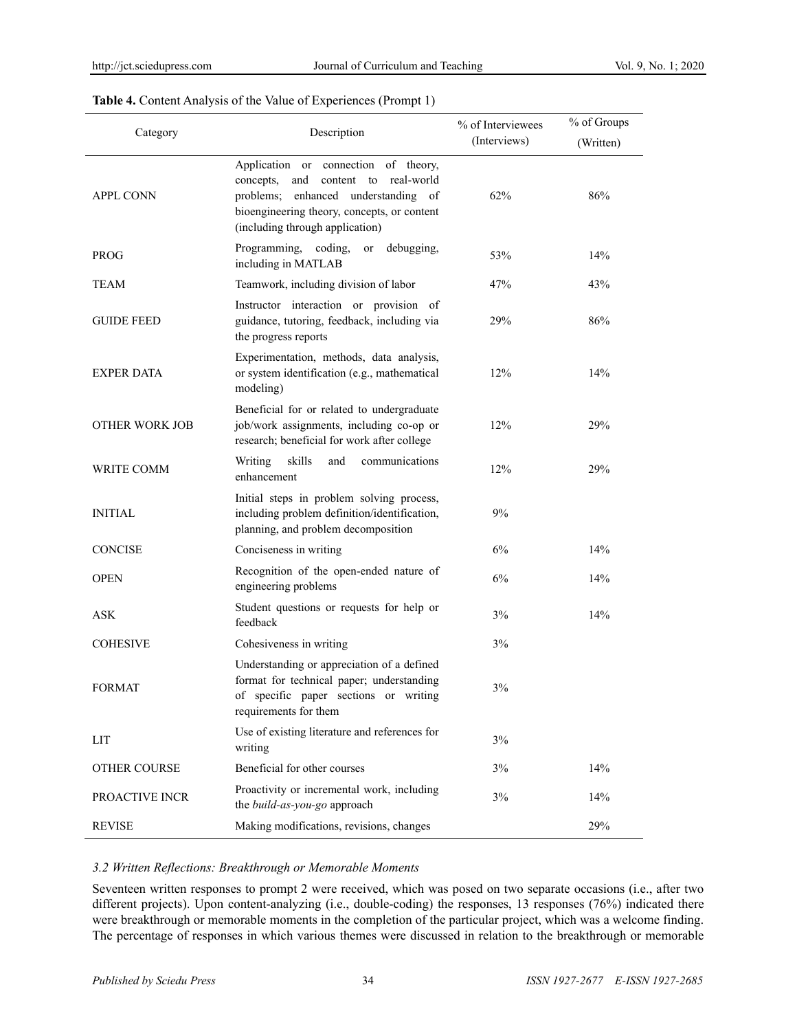**Table 4.** Content Analysis of the Value of Experiences (Prompt 1)

| Category | Description | % of Interviewees (Interviews) | % of Groups (Written) |
|---|---|---|---|
| APPL CONN | Application or connection of theory, concepts, and content to real-world problems; enhanced understanding of bioengineering theory, concepts, or content (including through application) | 62% | 86% |
| PROG | Programming, coding, or debugging, including in MATLAB | 53% | 14% |
| TEAM | Teamwork, including division of labor | 47% | 43% |
| GUIDE FEED | Instructor interaction or provision of guidance, tutoring, feedback, including via the progress reports | 29% | 86% |
| EXPER DATA | Experimentation, methods, data analysis, or system identification (e.g., mathematical modeling) | 12% | 14% |
| OTHER WORK JOB | Beneficial for or related to undergraduate job/work assignments, including co-op or research; beneficial for work after college | 12% | 29% |
| WRITE COMM | Writing skills and communications enhancement | 12% | 29% |
| INITIAL | Initial steps in problem solving process, including problem definition/identification, planning, and problem decomposition | 9% | |
| CONCISE | Conciseness in writing | 6% | 14% |
| OPEN | Recognition of the open-ended nature of engineering problems | 6% | 14% |
| ASK | Student questions or requests for help or feedback | 3% | 14% |
| COHESIVE | Cohesiveness in writing | 3% | |
| FORMAT | Understanding or appreciation of a defined format for technical paper; understanding of specific paper sections or writing requirements for them | 3% | |
| LIT | Use of existing literature and references for writing | 3% | |
| OTHER COURSE | Beneficial for other courses | 3% | 14% |
| PROACTIVE INCR | Proactivity or incremental work, including the *build-as-you-go* approach | 3% | 14% |
| REVISE | Making modifications, revisions, changes | | 29% |

### *3.2 Written Reflections: Breakthrough or Memorable Moments*

Seventeen written responses to prompt 2 were received, which was posed on two separate occasions (i.e., after two different projects). Upon content-analyzing (i.e., double-coding) the responses, 13 responses (76%) indicated there were breakthrough or memorable moments in the completion of the particular project, which was a welcome finding. The percentage of responses in which various themes were discussed in relation to the breakthrough or memorable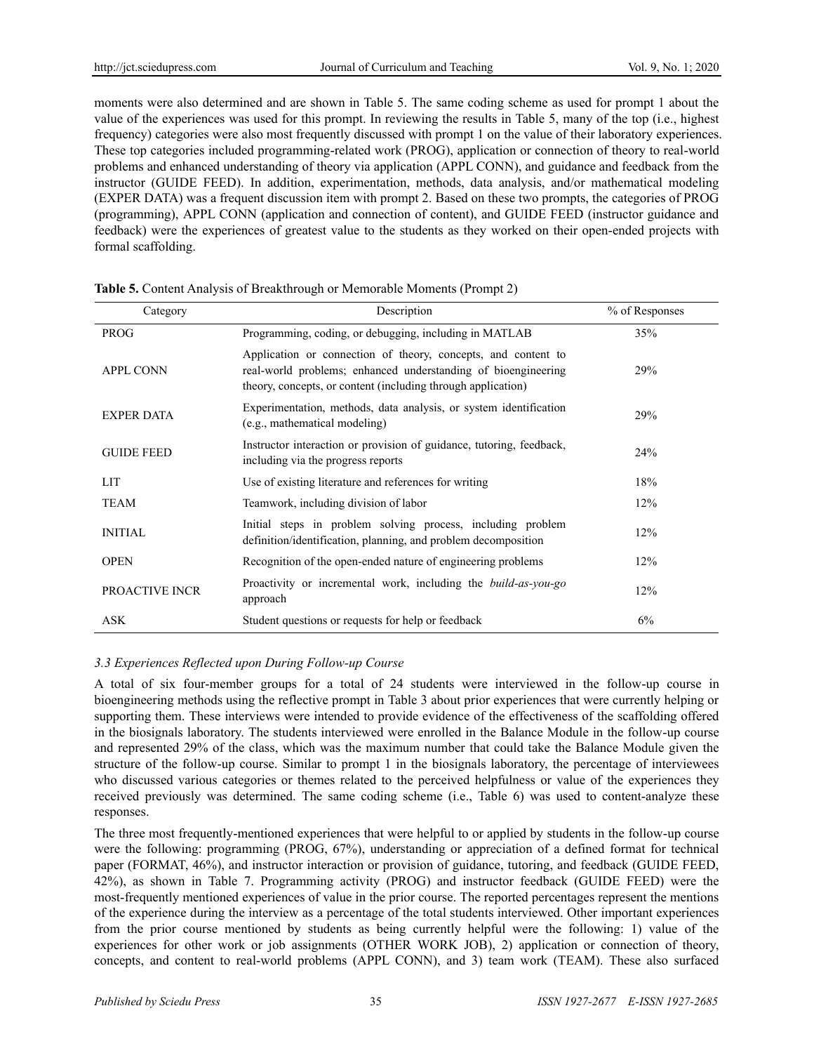moments were also determined and are shown in Table 5. The same coding scheme as used for prompt 1 about the value of the experiences was used for this prompt. In reviewing the results in Table 5, many of the top (i.e., highest frequency) categories were also most frequently discussed with prompt 1 on the value of their laboratory experiences. These top categories included programming-related work (PROG), application or connection of theory to real-world problems and enhanced understanding of theory via application (APPL CONN), and guidance and feedback from the instructor (GUIDE FEED). In addition, experimentation, methods, data analysis, and/or mathematical modeling (EXPER DATA) was a frequent discussion item with prompt 2. Based on these two prompts, the categories of PROG (programming), APPL CONN (application and connection of content), and GUIDE FEED (instructor guidance and feedback) were the experiences of greatest value to the students as they worked on their open-ended projects with formal scaffolding.

**Table 5.** Content Analysis of Breakthrough or Memorable Moments (Prompt 2)

| Category | Description | % of Responses |
|---|---|---|
| PROG | Programming, coding, or debugging, including in MATLAB | 35% |
| APPL CONN | Application or connection of theory, concepts, and content to real-world problems; enhanced understanding of bioengineering theory, concepts, or content (including through application) | 29% |
| EXPER DATA | Experimentation, methods, data analysis, or system identification (e.g., mathematical modeling) | 29% |
| GUIDE FEED | Instructor interaction or provision of guidance, tutoring, feedback, including via the progress reports | 24% |
| LIT | Use of existing literature and references for writing | 18% |
| TEAM | Teamwork, including division of labor | 12% |
| INITIAL | Initial steps in problem solving process, including problem definition/identification, planning, and problem decomposition | 12% |
| OPEN | Recognition of the open-ended nature of engineering problems | 12% |
| PROACTIVE INCR | Proactivity or incremental work, including the *build-as-you-go* approach | 12% |
| ASK | Student questions or requests for help or feedback | 6% |

### *3.3 Experiences Reflected upon During Follow-up Course*

A total of six four-member groups for a total of 24 students were interviewed in the follow-up course in bioengineering methods using the reflective prompt in Table 3 about prior experiences that were currently helping or supporting them. These interviews were intended to provide evidence of the effectiveness of the scaffolding offered in the biosignals laboratory. The students interviewed were enrolled in the Balance Module in the follow-up course and represented 29% of the class, which was the maximum number that could take the Balance Module given the structure of the follow-up course. Similar to prompt 1 in the biosignals laboratory, the percentage of interviewees who discussed various categories or themes related to the perceived helpfulness or value of the experiences they received previously was determined. The same coding scheme (i.e., Table 6) was used to content-analyze these responses.

The three most frequently-mentioned experiences that were helpful to or applied by students in the follow-up course were the following: programming (PROG, 67%), understanding or appreciation of a defined format for technical paper (FORMAT, 46%), and instructor interaction or provision of guidance, tutoring, and feedback (GUIDE FEED, 42%), as shown in Table 7. Programming activity (PROG) and instructor feedback (GUIDE FEED) were the most-frequently mentioned experiences of value in the prior course. The reported percentages represent the mentions of the experience during the interview as a percentage of the total students interviewed. Other important experiences from the prior course mentioned by students as being currently helpful were the following: 1) value of the experiences for other work or job assignments (OTHER WORK JOB), 2) application or connection of theory, concepts, and content to real-world problems (APPL CONN), and 3) team work (TEAM). These also surfaced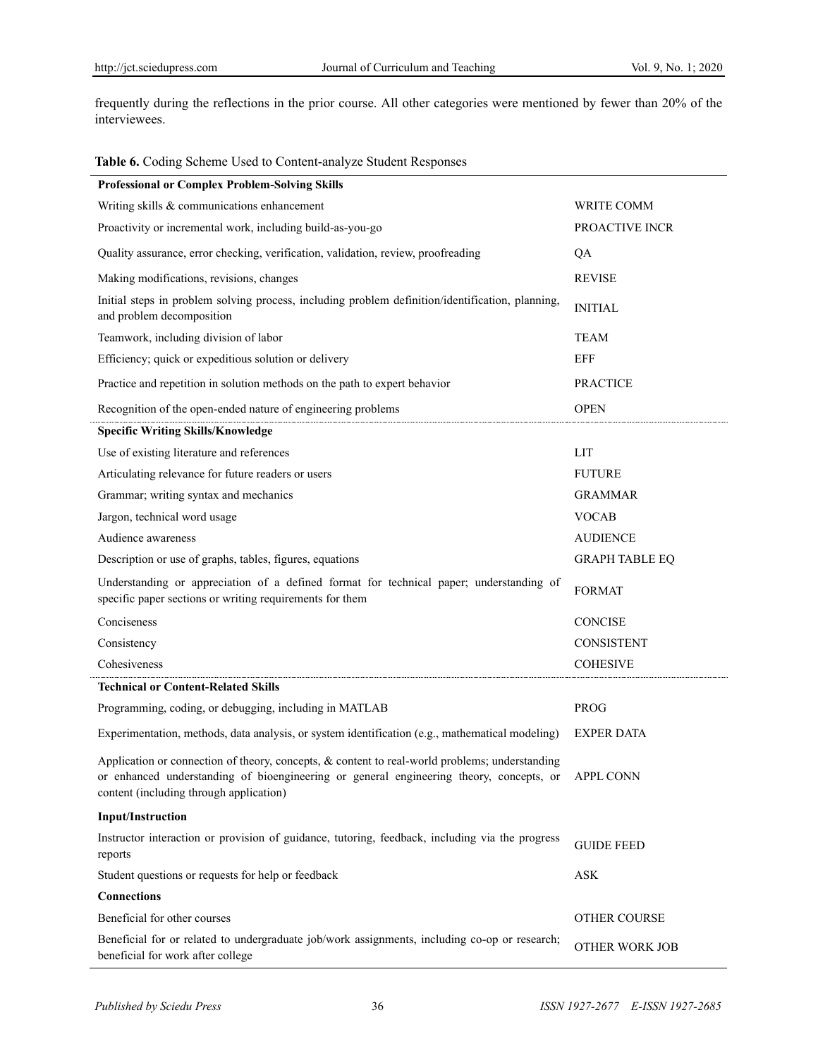frequently during the reflections in the prior course. All other categories were mentioned by fewer than 20% of the interviewees.

**Table 6.** Coding Scheme Used to Content-analyze Student Responses

| | |
|---|---|
| **Professional or Complex Problem-Solving Skills** | |
| Writing skills & communications enhancement | WRITE COMM |
| Proactivity or incremental work, including build-as-you-go | PROACTIVE INCR |
| Quality assurance, error checking, verification, validation, review, proofreading | QA |
| Making modifications, revisions, changes | REVISE |
| Initial steps in problem solving process, including problem definition/identification, planning, and problem decomposition | INITIAL |
| Teamwork, including division of labor | TEAM |
| Efficiency; quick or expeditious solution or delivery | EFF |
| Practice and repetition in solution methods on the path to expert behavior | PRACTICE |
| Recognition of the open-ended nature of engineering problems | OPEN |
| **Specific Writing Skills/Knowledge** | |
| Use of existing literature and references | LIT |
| Articulating relevance for future readers or users | FUTURE |
| Grammar; writing syntax and mechanics | GRAMMAR |
| Jargon, technical word usage | VOCAB |
| Audience awareness | AUDIENCE |
| Description or use of graphs, tables, figures, equations | GRAPH TABLE EQ |
| Understanding or appreciation of a defined format for technical paper; understanding of specific paper sections or writing requirements for them | FORMAT |
| Conciseness | CONCISE |
| Consistency | CONSISTENT |
| Cohesiveness | COHESIVE |
| **Technical or Content-Related Skills** | |
| Programming, coding, or debugging, including in MATLAB | PROG |
| Experimentation, methods, data analysis, or system identification (e.g., mathematical modeling) | EXPER DATA |
| Application or connection of theory, concepts, & content to real-world problems; understanding or enhanced understanding of bioengineering or general engineering theory, concepts, or content (including through application) | APPL CONN |
| **Input/Instruction** | |
| Instructor interaction or provision of guidance, tutoring, feedback, including via the progress reports | GUIDE FEED |
| Student questions or requests for help or feedback | ASK |
| **Connections** | |
| Beneficial for other courses | OTHER COURSE |
| Beneficial for or related to undergraduate job/work assignments, including co-op or research; beneficial for work after college | OTHER WORK JOB |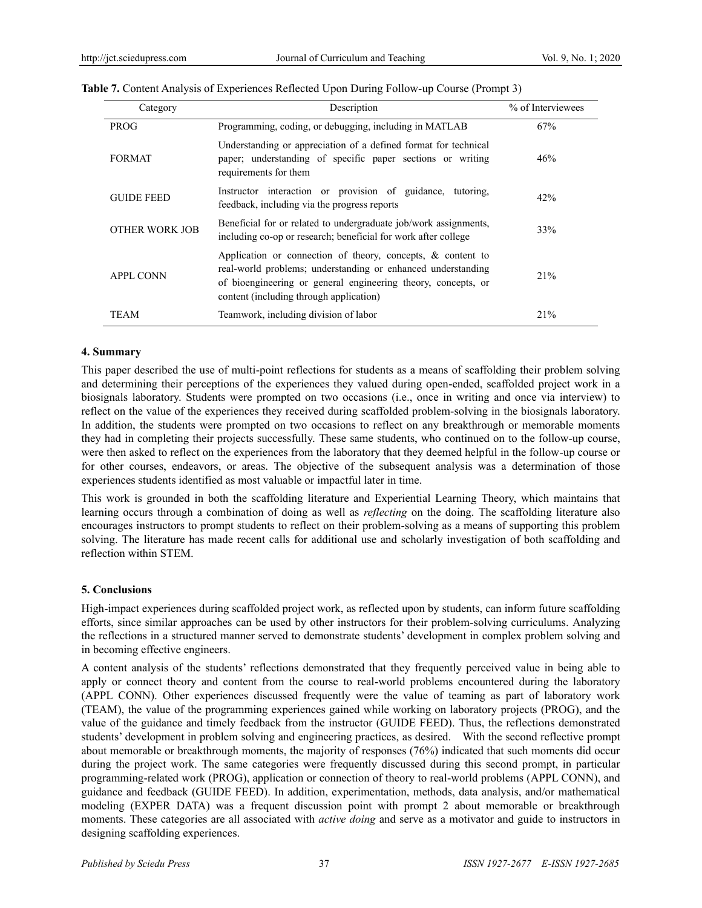**Table 7.** Content Analysis of Experiences Reflected Upon During Follow-up Course (Prompt 3)

| Category | Description | % of Interviewees |
|---|---|---|
| PROG | Programming, coding, or debugging, including in MATLAB | 67% |
| FORMAT | Understanding or appreciation of a defined format for technical paper; understanding of specific paper sections or writing requirements for them | 46% |
| GUIDE FEED | Instructor interaction or provision of guidance, tutoring, feedback, including via the progress reports | 42% |
| OTHER WORK JOB | Beneficial for or related to undergraduate job/work assignments, including co-op or research; beneficial for work after college | 33% |
| APPL CONN | Application or connection of theory, concepts, & content to real-world problems; understanding or enhanced understanding of bioengineering or general engineering theory, concepts, or content (including through application) | 21% |
| TEAM | Teamwork, including division of labor | 21% |

## 4. Summary

This paper described the use of multi-point reflections for students as a means of scaffolding their problem solving and determining their perceptions of the experiences they valued during open-ended, scaffolded project work in a biosignals laboratory. Students were prompted on two occasions (i.e., once in writing and once via interview) to reflect on the value of the experiences they received during scaffolded problem-solving in the biosignals laboratory. In addition, the students were prompted on two occasions to reflect on any breakthrough or memorable moments they had in completing their projects successfully. These same students, who continued on to the follow-up course, were then asked to reflect on the experiences from the laboratory that they deemed helpful in the follow-up course or for other courses, endeavors, or areas. The objective of the subsequent analysis was a determination of those experiences students identified as most valuable or impactful later in time.

This work is grounded in both the scaffolding literature and Experiential Learning Theory, which maintains that learning occurs through a combination of doing as well as *reflecting* on the doing. The scaffolding literature also encourages instructors to prompt students to reflect on their problem-solving as a means of supporting this problem solving. The literature has made recent calls for additional use and scholarly investigation of both scaffolding and reflection within STEM.

## 5. Conclusions

High-impact experiences during scaffolded project work, as reflected upon by students, can inform future scaffolding efforts, since similar approaches can be used by other instructors for their problem-solving curriculums. Analyzing the reflections in a structured manner served to demonstrate students' development in complex problem solving and in becoming effective engineers.

A content analysis of the students' reflections demonstrated that they frequently perceived value in being able to apply or connect theory and content from the course to real-world problems encountered during the laboratory (APPL CONN). Other experiences discussed frequently were the value of teaming as part of laboratory work (TEAM), the value of the programming experiences gained while working on laboratory projects (PROG), and the value of the guidance and timely feedback from the instructor (GUIDE FEED). Thus, the reflections demonstrated students' development in problem solving and engineering practices, as desired. With the second reflective prompt about memorable or breakthrough moments, the majority of responses (76%) indicated that such moments did occur during the project work. The same categories were frequently discussed during this second prompt, in particular programming-related work (PROG), application or connection of theory to real-world problems (APPL CONN), and guidance and feedback (GUIDE FEED). In addition, experimentation, methods, data analysis, and/or mathematical modeling (EXPER DATA) was a frequent discussion point with prompt 2 about memorable or breakthrough moments. These categories are all associated with *active doing* and serve as a motivator and guide to instructors in designing scaffolding experiences.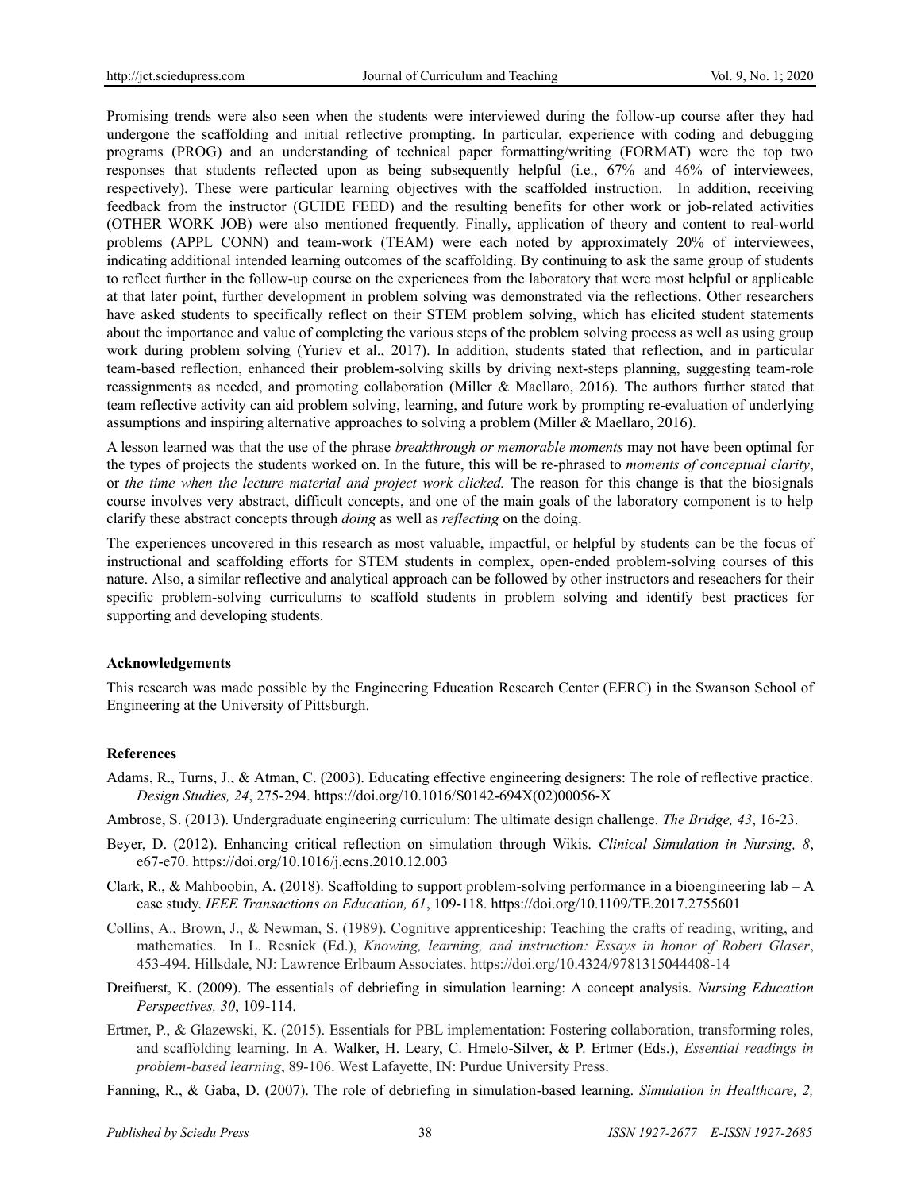Promising trends were also seen when the students were interviewed during the follow-up course after they had undergone the scaffolding and initial reflective prompting. In particular, experience with coding and debugging programs (PROG) and an understanding of technical paper formatting/writing (FORMAT) were the top two responses that students reflected upon as being subsequently helpful (i.e., 67% and 46% of interviewees, respectively). These were particular learning objectives with the scaffolded instruction. In addition, receiving feedback from the instructor (GUIDE FEED) and the resulting benefits for other work or job-related activities (OTHER WORK JOB) were also mentioned frequently. Finally, application of theory and content to real-world problems (APPL CONN) and team-work (TEAM) were each noted by approximately 20% of interviewees, indicating additional intended learning outcomes of the scaffolding. By continuing to ask the same group of students to reflect further in the follow-up course on the experiences from the laboratory that were most helpful or applicable at that later point, further development in problem solving was demonstrated via the reflections. Other researchers have asked students to specifically reflect on their STEM problem solving, which has elicited student statements about the importance and value of completing the various steps of the problem solving process as well as using group work during problem solving (Yuriev et al., 2017). In addition, students stated that reflection, and in particular team-based reflection, enhanced their problem-solving skills by driving next-steps planning, suggesting team-role reassignments as needed, and promoting collaboration (Miller & Maellaro, 2016). The authors further stated that team reflective activity can aid problem solving, learning, and future work by prompting re-evaluation of underlying assumptions and inspiring alternative approaches to solving a problem (Miller & Maellaro, 2016).

A lesson learned was that the use of the phrase *breakthrough or memorable moments* may not have been optimal for the types of projects the students worked on. In the future, this will be re-phrased to *moments of conceptual clarity*, or *the time when the lecture material and project work clicked.* The reason for this change is that the biosignals course involves very abstract, difficult concepts, and one of the main goals of the laboratory component is to help clarify these abstract concepts through *doing* as well as *reflecting* on the doing.

The experiences uncovered in this research as most valuable, impactful, or helpful by students can be the focus of instructional and scaffolding efforts for STEM students in complex, open-ended problem-solving courses of this nature. Also, a similar reflective and analytical approach can be followed by other instructors and reseachers for their specific problem-solving curriculums to scaffold students in problem solving and identify best practices for supporting and developing students.

**Acknowledgements**

This research was made possible by the Engineering Education Research Center (EERC) in the Swanson School of Engineering at the University of Pittsburgh.

**References**

Adams, R., Turns, J., & Atman, C. (2003). Educating effective engineering designers: The role of reflective practice. *Design Studies, 24*, 275-294. https://doi.org/10.1016/S0142-694X(02)00056-X

Ambrose, S. (2013). Undergraduate engineering curriculum: The ultimate design challenge. *The Bridge, 43*, 16-23.

Beyer, D. (2012). Enhancing critical reflection on simulation through Wikis. *Clinical Simulation in Nursing, 8*, e67-e70. https://doi.org/10.1016/j.ecns.2010.12.003

Clark, R., & Mahboobin, A. (2018). Scaffolding to support problem-solving performance in a bioengineering lab – A case study. *IEEE Transactions on Education, 61*, 109-118. https://doi.org/10.1109/TE.2017.2755601

Collins, A., Brown, J., & Newman, S. (1989). Cognitive apprenticeship: Teaching the crafts of reading, writing, and mathematics. In L. Resnick (Ed.), *Knowing, learning, and instruction: Essays in honor of Robert Glaser*, 453-494. Hillsdale, NJ: Lawrence Erlbaum Associates. https://doi.org/10.4324/9781315044408-14

Dreifuerst, K. (2009). The essentials of debriefing in simulation learning: A concept analysis. *Nursing Education Perspectives, 30*, 109-114.

Ertmer, P., & Glazewski, K. (2015). Essentials for PBL implementation: Fostering collaboration, transforming roles, and scaffolding learning. In A. Walker, H. Leary, C. Hmelo-Silver, & P. Ertmer (Eds.), *Essential readings in problem-based learning*, 89-106. West Lafayette, IN: Purdue University Press.

Fanning, R., & Gaba, D. (2007). The role of debriefing in simulation-based learning. *Simulation in Healthcare, 2,*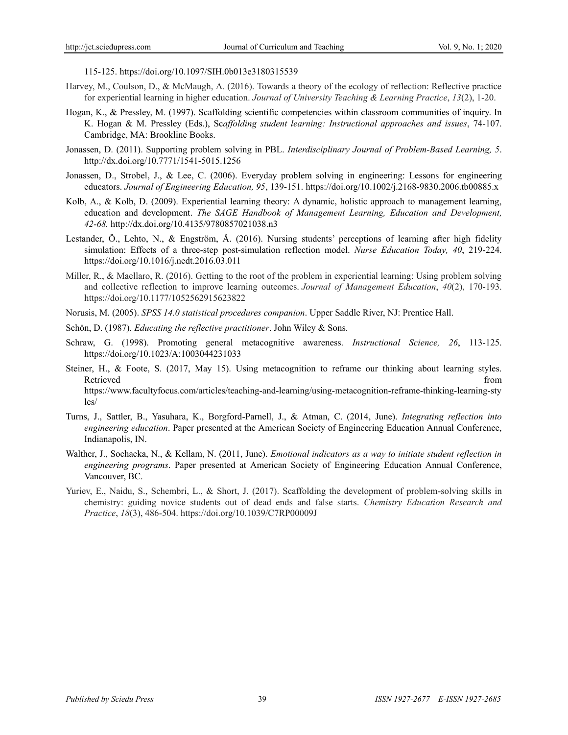115-125. https://doi.org/10.1097/SIH.0b013e3180315539

Harvey, M., Coulson, D., & McMaugh, A. (2016). Towards a theory of the ecology of reflection: Reflective practice for experiential learning in higher education. *Journal of University Teaching & Learning Practice*, *13*(2), 1-20.

Hogan, K., & Pressley, M. (1997). Scaffolding scientific competencies within classroom communities of inquiry. In K. Hogan & M. Pressley (Eds.), Sc*affolding student learning: Instructional approaches and issues*, 74-107. Cambridge, MA: Brookline Books.

Jonassen, D. (2011). Supporting problem solving in PBL. *Interdisciplinary Journal of Problem-Based Learning, 5*. http://dx.doi.org/10.7771/1541-5015.1256

Jonassen, D., Strobel, J., & Lee, C. (2006). Everyday problem solving in engineering: Lessons for engineering educators. *Journal of Engineering Education, 95*, 139-151. https://doi.org/10.1002/j.2168-9830.2006.tb00885.x

Kolb, A., & Kolb, D. (2009). Experiential learning theory: A dynamic, holistic approach to management learning, education and development. *The SAGE Handbook of Management Learning, Education and Development, 42-68.* http://dx.doi.org/10.4135/9780857021038.n3

Lestander, Ö., Lehto, N., & Engström, Å. (2016). Nursing students' perceptions of learning after high fidelity simulation: Effects of a three-step post-simulation reflection model. *Nurse Education Today, 40*, 219-224. https://doi.org/10.1016/j.nedt.2016.03.011

Miller, R., & Maellaro, R. (2016). Getting to the root of the problem in experiential learning: Using problem solving and collective reflection to improve learning outcomes. *Journal of Management Education*, *40*(2), 170-193. https://doi.org/10.1177/1052562915623822

Norusis, M. (2005). *SPSS 14.0 statistical procedures companion*. Upper Saddle River, NJ: Prentice Hall.

Schön, D. (1987). *Educating the reflective practitioner*. John Wiley & Sons.

Schraw, G. (1998). Promoting general metacognitive awareness. *Instructional Science, 26*, 113-125. https://doi.org/10.1023/A:1003044231033

Steiner, H., & Foote, S. (2017, May 15). Using metacognition to reframe our thinking about learning styles. Retrieved from https://www.facultyfocus.com/articles/teaching-and-learning/using-metacognition-reframe-thinking-learning-styles/

Turns, J., Sattler, B., Yasuhara, K., Borgford-Parnell, J., & Atman, C. (2014, June). *Integrating reflection into engineering education*. Paper presented at the American Society of Engineering Education Annual Conference, Indianapolis, IN.

Walther, J., Sochacka, N., & Kellam, N. (2011, June). *Emotional indicators as a way to initiate student reflection in engineering programs*. Paper presented at American Society of Engineering Education Annual Conference, Vancouver, BC.

Yuriev, E., Naidu, S., Schembri, L., & Short, J. (2017). Scaffolding the development of problem-solving skills in chemistry: guiding novice students out of dead ends and false starts. *Chemistry Education Research and Practice*, *18*(3), 486-504. https://doi.org/10.1039/C7RP00009J